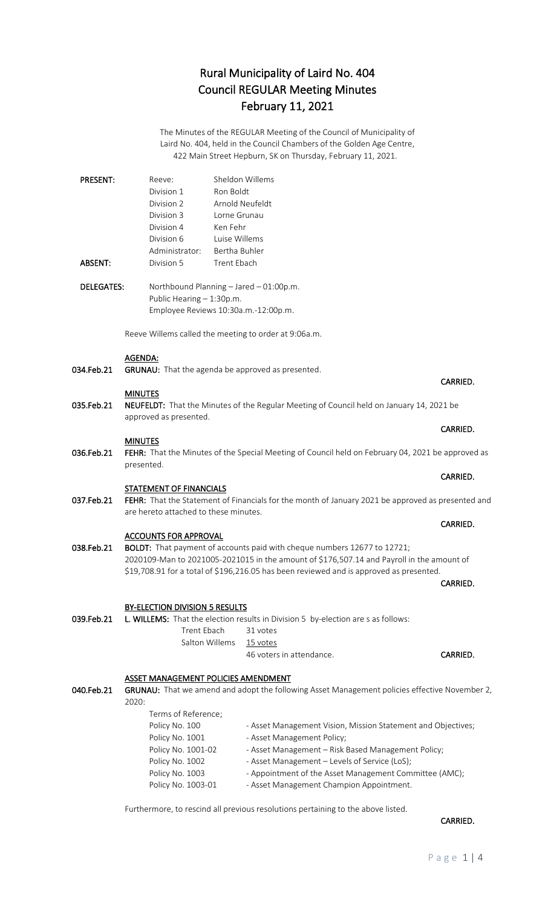# Rural Municipality of Laird No. 404
# Council REGULAR Meeting Minutes
# February 11, 2021

The Minutes of the REGULAR Meeting of the Council of Municipality of Laird No. 404, held in the Council Chambers of the Golden Age Centre, 422 Main Street Hepburn, SK on Thursday, February 11, 2021.

| | | |
|---|---|---|
| **PRESENT:** | Reeve: | Sheldon Willems |
| | Division 1 | Ron Boldt |
| | Division 2 | Arnold Neufeldt |
| | Division 3 | Lorne Grunau |
| | Division 4 | Ken Fehr |
| | Division 6 | Luise Willems |
| | Administrator: | Bertha Buhler |
| **ABSENT:** | Division 5 | Trent Ebach |

**DELEGATES:**
Northbound Planning – Jared – 01:00p.m.
Public Hearing – 1:30p.m.
Employee Reviews 10:30a.m.-12:00p.m.

Reeve Willems called the meeting to order at 9:06a.m.

**AGENDA:**

**034.Feb.21** **GRUNAU:** That the agenda be approved as presented.

**CARRIED.**

**MINUTES**

**035.Feb.21** **NEUFELDT:** That the Minutes of the Regular Meeting of Council held on January 14, 2021 be approved as presented.

**CARRIED.**

**MINUTES**

**036.Feb.21** **FEHR:** That the Minutes of the Special Meeting of Council held on February 04, 2021 be approved as presented.

**CARRIED.**

**STATEMENT OF FINANCIALS**

**037.Feb.21** **FEHR:** That the Statement of Financials for the month of January 2021 be approved as presented and are hereto attached to these minutes.

**CARRIED.**

**ACCOUNTS FOR APPROVAL**

**038.Feb.21** **BOLDT:** That payment of accounts paid with cheque numbers 12677 to 12721; 2020109-Man to 2021005-2021015 in the amount of $176,507.14 and Payroll in the amount of $19,708.91 for a total of $196,216.05 has been reviewed and is approved as presented.

**CARRIED.**

**BY-ELECTION DIVISION 5 RESULTS**

**039.Feb.21** **L. WILLEMS:** That the election results in Division 5 by-election are s as follows:

| | |
|---|---|
| Trent Ebach | 31 votes |
| Salton Willems | 15 votes |
| | 46 voters in attendance. |

**CARRIED.**

**ASSET MANAGEMENT POLICIES AMENDMENT**

**040.Feb.21** **GRUNAU:** That we amend and adopt the following Asset Management policies effective November 2, 2020:

| | |
|---|---|
| Terms of Reference; | |
| Policy No. 100 | - Asset Management Vision, Mission Statement and Objectives; |
| Policy No. 1001 | - Asset Management Policy; |
| Policy No. 1001-02 | - Asset Management – Risk Based Management Policy; |
| Policy No. 1002 | - Asset Management – Levels of Service (LoS); |
| Policy No. 1003 | - Appointment of the Asset Management Committee (AMC); |
| Policy No. 1003-01 | - Asset Management Champion Appointment. |

Furthermore, to rescind all previous resolutions pertaining to the above listed.

**CARRIED.**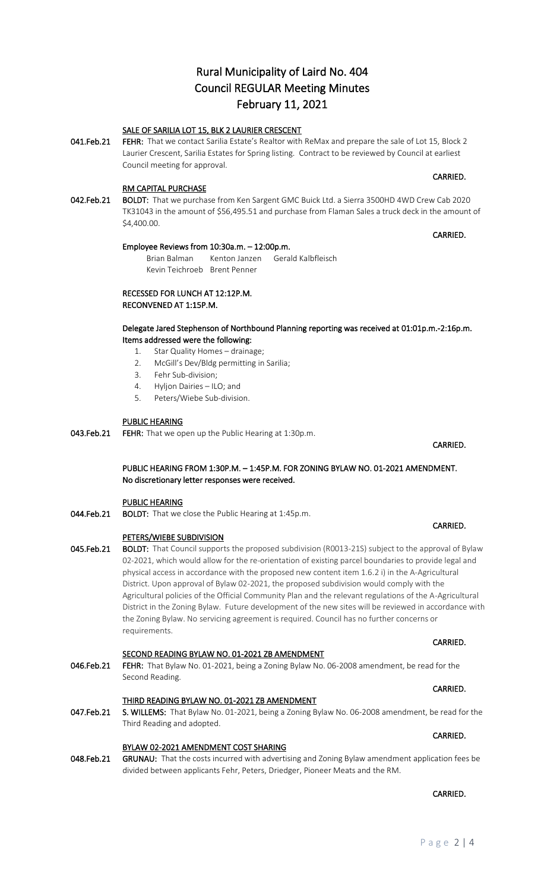# Rural Municipality of Laird No. 404
# Council REGULAR Meeting Minutes
# February 11, 2021

**SALE OF SARILIA LOT 15, BLK 2 LAURIER CRESCENT**

041.Feb.21 **FEHR:** That we contact Sarilia Estate's Realtor with ReMax and prepare the sale of Lot 15, Block 2 Laurier Crescent, Sarilia Estates for Spring listing. Contract to be reviewed by Council at earliest Council meeting for approval.

**CARRIED.**

**RM CAPITAL PURCHASE**

042.Feb.21 **BOLDT:** That we purchase from Ken Sargent GMC Buick Ltd. a Sierra 3500HD 4WD Crew Cab 2020 TK31043 in the amount of $56,495.51 and purchase from Flaman Sales a truck deck in the amount of $4,400.00.

**CARRIED.**

**Employee Reviews from 10:30a.m. – 12:00p.m.**

Brian Balman Kenton Janzen Gerald Kalbfleisch
Kevin Teichroeb Brent Penner

**RECESSED FOR LUNCH AT 12:12P.M.**
**RECONVENED AT 1:15P.M.**

**Delegate Jared Stephenson of Northbound Planning reporting was received at 01:01p.m.-2:16p.m.**
**Items addressed were the following:**

1. Star Quality Homes – drainage;
2. McGill's Dev/Bldg permitting in Sarilia;
3. Fehr Sub-division;
4. Hyljon Dairies – ILO; and
5. Peters/Wiebe Sub-division.

**PUBLIC HEARING**

043.Feb.21 **FEHR:** That we open up the Public Hearing at 1:30p.m.

**CARRIED.**

**PUBLIC HEARING FROM 1:30P.M. – 1:45P.M. FOR ZONING BYLAW NO. 01-2021 AMENDMENT.**
**No discretionary letter responses were received.**

**PUBLIC HEARING**

044.Feb.21 **BOLDT:** That we close the Public Hearing at 1:45p.m.

**CARRIED.**

**PETERS/WIEBE SUBDIVISION**

045.Feb.21 **BOLDT:** That Council supports the proposed subdivision (R0013-21S) subject to the approval of Bylaw 02-2021, which would allow for the re-orientation of existing parcel boundaries to provide legal and physical access in accordance with the proposed new content item 1.6.2 i) in the A-Agricultural District. Upon approval of Bylaw 02-2021, the proposed subdivision would comply with the Agricultural policies of the Official Community Plan and the relevant regulations of the A-Agricultural District in the Zoning Bylaw. Future development of the new sites will be reviewed in accordance with the Zoning Bylaw. No servicing agreement is required. Council has no further concerns or requirements.

**CARRIED.**

**SECOND READING BYLAW NO. 01-2021 ZB AMENDMENT**

046.Feb.21 **FEHR:** That Bylaw No. 01-2021, being a Zoning Bylaw No. 06-2008 amendment, be read for the Second Reading.

**CARRIED.**

**THIRD READING BYLAW NO. 01-2021 ZB AMENDMENT**

047.Feb.21 **S. WILLEMS:** That Bylaw No. 01-2021, being a Zoning Bylaw No. 06-2008 amendment, be read for the Third Reading and adopted.

**CARRIED.**

**BYLAW 02-2021 AMENDMENT COST SHARING**

048.Feb.21 **GRUNAU:** That the costs incurred with advertising and Zoning Bylaw amendment application fees be divided between applicants Fehr, Peters, Driedger, Pioneer Meats and the RM.

**CARRIED.**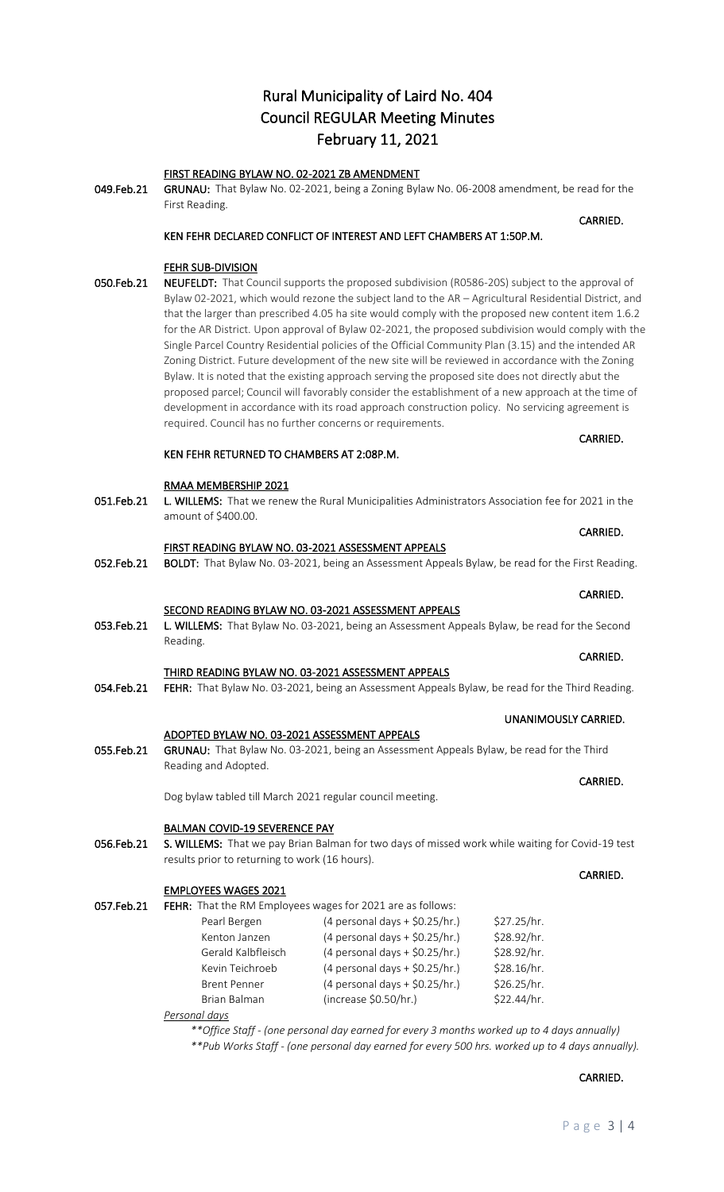# Rural Municipality of Laird No. 404
# Council REGULAR Meeting Minutes
# February 11, 2021

**FIRST READING BYLAW NO. 02-2021 ZB AMENDMENT**

**049.Feb.21** **GRUNAU:** That Bylaw No. 02-2021, being a Zoning Bylaw No. 06-2008 amendment, be read for the First Reading.

**CARRIED.**

**KEN FEHR DECLARED CONFLICT OF INTEREST AND LEFT CHAMBERS AT 1:50P.M.**

**FEHR SUB-DIVISION**

**050.Feb.21** **NEUFELDT:** That Council supports the proposed subdivision (R0586-20S) subject to the approval of Bylaw 02-2021, which would rezone the subject land to the AR – Agricultural Residential District, and that the larger than prescribed 4.05 ha site would comply with the proposed new content item 1.6.2 for the AR District. Upon approval of Bylaw 02-2021, the proposed subdivision would comply with the Single Parcel Country Residential policies of the Official Community Plan (3.15) and the intended AR Zoning District. Future development of the new site will be reviewed in accordance with the Zoning Bylaw. It is noted that the existing approach serving the proposed site does not directly abut the proposed parcel; Council will favorably consider the establishment of a new approach at the time of development in accordance with its road approach construction policy. No servicing agreement is required. Council has no further concerns or requirements.

**CARRIED.**

**KEN FEHR RETURNED TO CHAMBERS AT 2:08P.M.**

**RMAA MEMBERSHIP 2021**

**051.Feb.21** **L. WILLEMS:** That we renew the Rural Municipalities Administrators Association fee for 2021 in the amount of $400.00.

**CARRIED.**

**FIRST READING BYLAW NO. 03-2021 ASSESSMENT APPEALS**

**052.Feb.21** **BOLDT:** That Bylaw No. 03-2021, being an Assessment Appeals Bylaw, be read for the First Reading.

**CARRIED.**

**SECOND READING BYLAW NO. 03-2021 ASSESSMENT APPEALS**

**053.Feb.21** **L. WILLEMS:** That Bylaw No. 03-2021, being an Assessment Appeals Bylaw, be read for the Second Reading.

**CARRIED.**

**THIRD READING BYLAW NO. 03-2021 ASSESSMENT APPEALS**

**054.Feb.21** **FEHR:** That Bylaw No. 03-2021, being an Assessment Appeals Bylaw, be read for the Third Reading.

**UNANIMOUSLY CARRIED.**

**ADOPTED BYLAW NO. 03-2021 ASSESSMENT APPEALS**

**055.Feb.21** **GRUNAU:** That Bylaw No. 03-2021, being an Assessment Appeals Bylaw, be read for the Third Reading and Adopted.

**CARRIED.**

Dog bylaw tabled till March 2021 regular council meeting.

**BALMAN COVID-19 SEVERENCE PAY**

**056.Feb.21** **S. WILLEMS:** That we pay Brian Balman for two days of missed work while waiting for Covid-19 test results prior to returning to work (16 hours).

**CARRIED.**

**EMPLOYEES WAGES 2021**

**057.Feb.21** **FEHR:** That the RM Employees wages for 2021 are as follows:

| | | |
|---|---|---|
| Pearl Bergen | (4 personal days + $0.25/hr.) | $27.25/hr. |
| Kenton Janzen | (4 personal days + $0.25/hr.) | $28.92/hr. |
| Gerald Kalbfleisch | (4 personal days + $0.25/hr.) | $28.92/hr. |
| Kevin Teichroeb | (4 personal days + $0.25/hr.) | $28.16/hr. |
| Brent Penner | (4 personal days + $0.25/hr.) | $26.25/hr. |
| Brian Balman | (increase $0.50/hr.) | $22.44/hr. |

*Personal days*

*\*\*Office Staff - (one personal day earned for every 3 months worked up to 4 days annually)*

*\*\*Pub Works Staff - (one personal day earned for every 500 hrs. worked up to 4 days annually).*

**CARRIED.**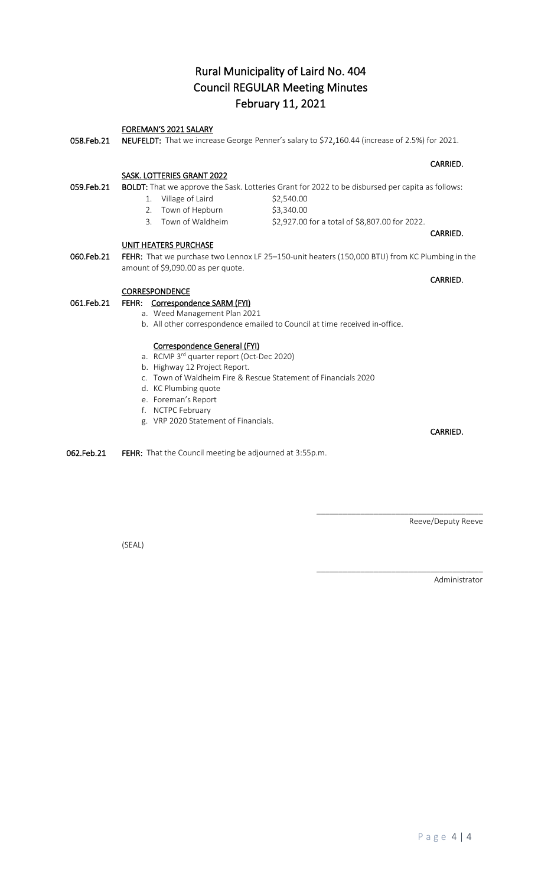# Rural Municipality of Laird No. 404
# Council REGULAR Meeting Minutes
# February 11, 2021

**FOREMAN'S 2021 SALARY**

**058.Feb.21** **NEUFELDT:** That we increase George Penner's salary to $72,160.44 (increase of 2.5%) for 2021.

**CARRIED.**

**SASK. LOTTERIES GRANT 2022**

**059.Feb.21** **BOLDT:** That we approve the Sask. Lotteries Grant for 2022 to be disbursed per capita as follows:

1. Village of Laird $2,540.00
2. Town of Hepburn $3,340.00
3. Town of Waldheim $2,927.00 for a total of $8,807.00 for 2022.

**CARRIED.**

**UNIT HEATERS PURCHASE**

**060.Feb.21** **FEHR:** That we purchase two Lennox LF 25–150-unit heaters (150,000 BTU) from KC Plumbing in the amount of $9,090.00 as per quote.

**CARRIED.**

**CORRESPONDENCE**

**061.Feb.21** **FEHR:** **Correspondence SARM (FYI)**

a. Weed Management Plan 2021
b. All other correspondence emailed to Council at time received in-office.

**Correspondence General (FYI)**

a. RCMP 3rd quarter report (Oct-Dec 2020)
b. Highway 12 Project Report.
c. Town of Waldheim Fire & Rescue Statement of Financials 2020
d. KC Plumbing quote
e. Foreman's Report
f. NCTPC February
g. VRP 2020 Statement of Financials.

**CARRIED.**

**062.Feb.21** **FEHR:** That the Council meeting be adjourned at 3:55p.m.

\_\_\_\_\_\_\_\_\_\_\_\_\_\_\_\_\_\_\_\_\_\_\_\_\_\_\_\_\_\_\_\_\_\_\_\_
Reeve/Deputy Reeve

(SEAL)

\_\_\_\_\_\_\_\_\_\_\_\_\_\_\_\_\_\_\_\_\_\_\_\_\_\_\_\_\_\_\_\_\_\_\_\_
Administrator